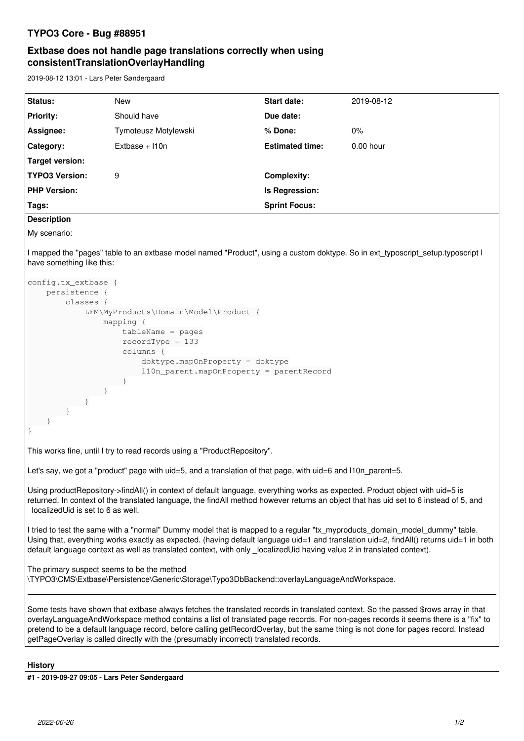# TYPO3 Core - Bug #88951

## Extbase does not handle page translations correctly when using consistentTranslationOverlayHandling

2019-08-12 13:01 - Lars Peter Søndergaard

| | | | |
|---|---|---|---|
| **Status:** | New | **Start date:** | 2019-08-12 |
| **Priority:** | Should have | **Due date:** | |
| **Assignee:** | Tymoteusz Motylewski | **% Done:** | 0% |
| **Category:** | Extbase + l10n | **Estimated time:** | 0.00 hour |
| **Target version:** | | | |
| **TYPO3 Version:** | 9 | **Complexity:** | |
| **PHP Version:** | | **Is Regression:** | |
| **Tags:** | | **Sprint Focus:** | |

**Description**

My scenario:

I mapped the "pages" table to an extbase model named "Product", using a custom doktype. So in ext_typoscript_setup.typoscript I have something like this:

```
config.tx_extbase {
    persistence {
        classes {
            LFM\MyProducts\Domain\Model\Product {
                mapping {
                    tableName = pages
                    recordType = 133
                    columns {
                        doktype.mapOnProperty = doktype
                        l10n_parent.mapOnProperty = parentRecord
                    }
                }
            }
        }
    }
}
```

This works fine, until I try to read records using a "ProductRepository".

Let's say, we got a "product" page with uid=5, and a translation of that page, with uid=6 and l10n_parent=5.

Using productRepository->findAll() in context of default language, everything works as expected. Product object with uid=5 is returned. In context of the translated language, the findAll method however returns an object that has uid set to 6 instead of 5, and _localizedUid is set to 6 as well.

I tried to test the same with a "normal" Dummy model that is mapped to a regular "tx_myproducts_domain_model_dummy" table. Using that, everything works exactly as expected. (having default language uid=1 and translation uid=2, findAll() returns uid=1 in both default language context as well as translated context, with only _localizedUid having value 2 in translated context).

The primary suspect seems to be the method \TYPO3\CMS\Extbase\Persistence\Generic\Storage\Typo3DbBackend::overlayLanguageAndWorkspace.

---

Some tests have shown that extbase always fetches the translated records in translated context. So the passed $rows array in that overlayLanguageAndWorkspace method contains a list of translated page records. For non-pages records it seems there is a "fix" to pretend to be a default language record, before calling getRecordOverlay, but the same thing is not done for pages record. Instead getPageOverlay is called directly with the (presumably incorrect) translated records.

**History**

**#1 - 2019-09-27 09:05 - Lars Peter Søndergaard**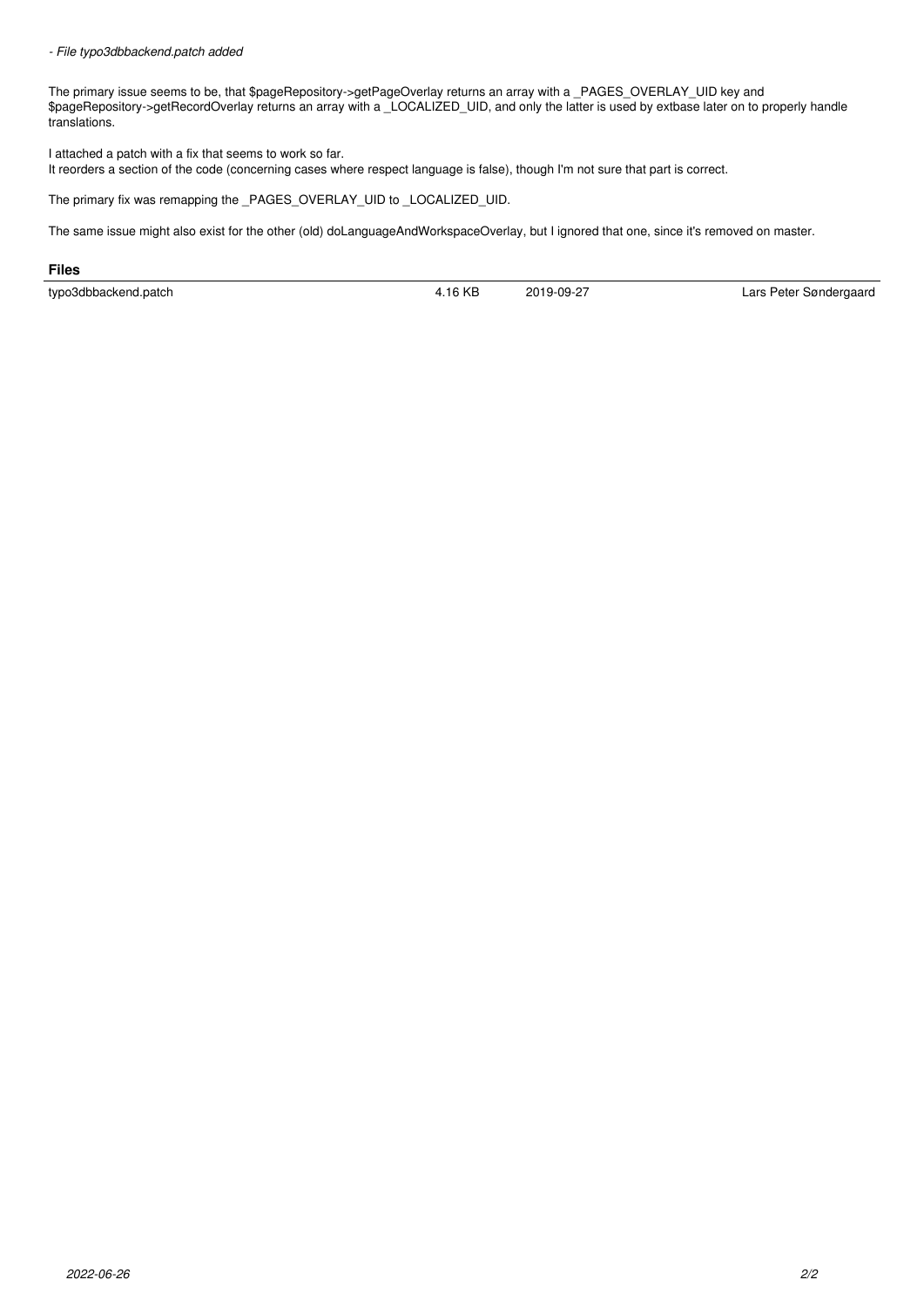*- File typo3dbbackend.patch added*

The primary issue seems to be, that $pageRepository->getPageOverlay returns an array with a _PAGES_OVERLAY_UID key and $pageRepository->getRecordOverlay returns an array with a _LOCALIZED_UID, and only the latter is used by extbase later on to properly handle translations.

I attached a patch with a fix that seems to work so far.
It reorders a section of the code (concerning cases where respect language is false), though I'm not sure that part is correct.

The primary fix was remapping the _PAGES_OVERLAY_UID to _LOCALIZED_UID.

The same issue might also exist for the other (old) doLanguageAndWorkspaceOverlay, but I ignored that one, since it's removed on master.

## Files

| | | | |
|---|---|---|---|
| typo3dbbackend.patch | 4.16 KB | 2019-09-27 | Lars Peter Søndergaard |